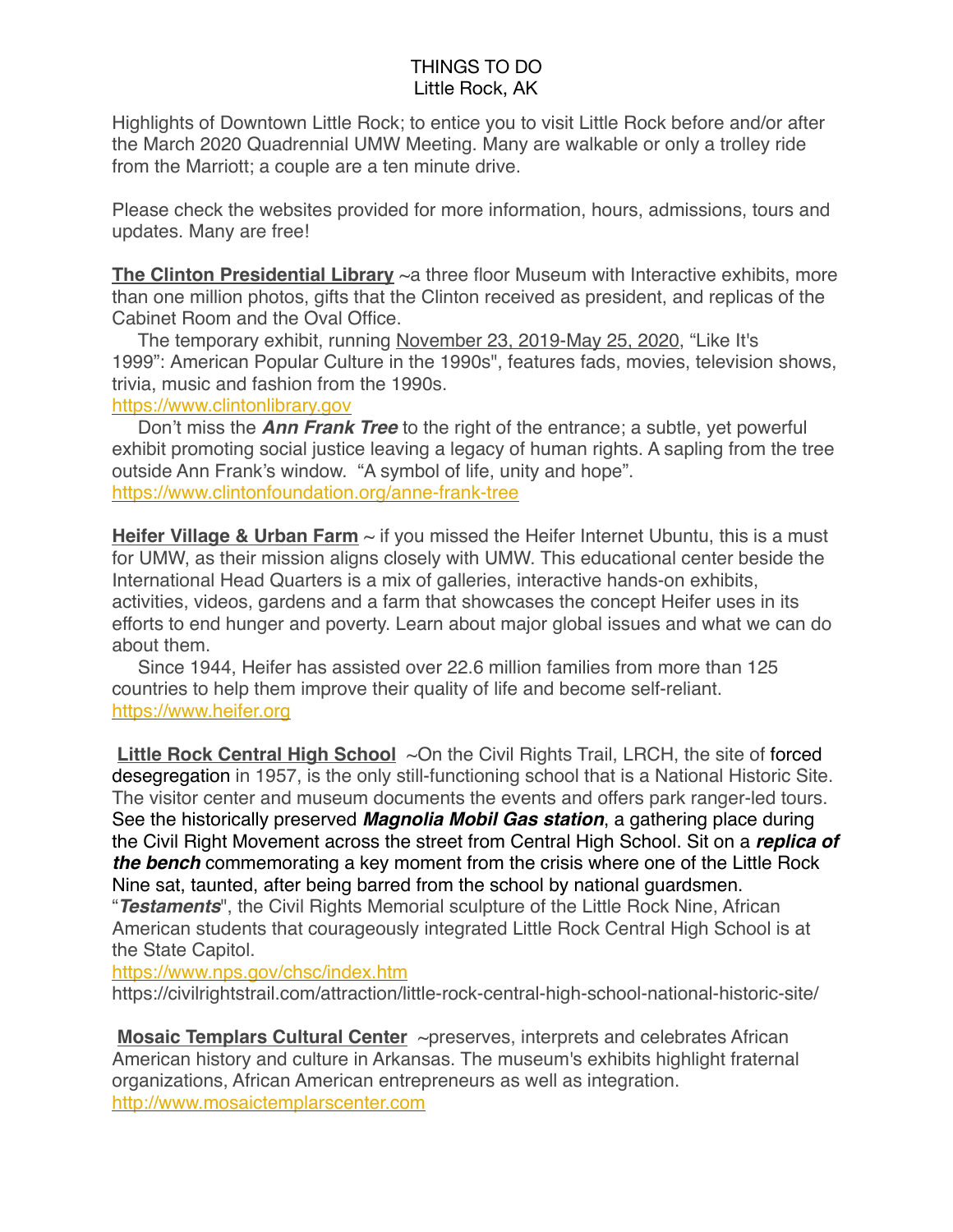THINGS TO DO
Little Rock, AK

Highlights of Downtown Little Rock; to entice you to visit Little Rock before and/or after the March 2020 Quadrennial UMW Meeting. Many are walkable or only a trolley ride from the Marriott; a couple are a ten minute drive.

Please check the websites provided for more information, hours, admissions, tours and updates. Many are free!

**The Clinton Presidential Library** ~a three floor Museum with Interactive exhibits, more than one million photos, gifts that the Clinton received as president, and replicas of the Cabinet Room and the Oval Office.

The temporary exhibit, running November 23, 2019-May 25, 2020, "Like It's 1999": American Popular Culture in the 1990s", features fads, movies, television shows, trivia, music and fashion from the 1990s.
https://www.clintonlibrary.gov

Don't miss the ***Ann Frank Tree*** to the right of the entrance; a subtle, yet powerful exhibit promoting social justice leaving a legacy of human rights. A sapling from the tree outside Ann Frank's window. "A symbol of life, unity and hope".
https://www.clintonfoundation.org/anne-frank-tree

**Heifer Village & Urban Farm** ~ if you missed the Heifer Internet Ubuntu, this is a must for UMW, as their mission aligns closely with UMW. This educational center beside the International Head Quarters is a mix of galleries, interactive hands-on exhibits, activities, videos, gardens and a farm that showcases the concept Heifer uses in its efforts to end hunger and poverty. Learn about major global issues and what we can do about them.

Since 1944, Heifer has assisted over 22.6 million families from more than 125 countries to help them improve their quality of life and become self-reliant.
https://www.heifer.org

**Little Rock Central High School** ~On the Civil Rights Trail, LRCH, the site of forced desegregation in 1957, is the only still-functioning school that is a National Historic Site. The visitor center and museum documents the events and offers park ranger-led tours. See the historically preserved ***Magnolia Mobil Gas station***, a gathering place during the Civil Right Movement across the street from Central High School. Sit on a ***replica of the bench*** commemorating a key moment from the crisis where one of the Little Rock Nine sat, taunted, after being barred from the school by national guardsmen. "***Testaments***", the Civil Rights Memorial sculpture of the Little Rock Nine, African American students that courageously integrated Little Rock Central High School is at the State Capitol.
https://www.nps.gov/chsc/index.htm
https://civilrightstrail.com/attraction/little-rock-central-high-school-national-historic-site/

**Mosaic Templars Cultural Center** ~preserves, interprets and celebrates African American history and culture in Arkansas. The museum's exhibits highlight fraternal organizations, African American entrepreneurs as well as integration.
http://www.mosaictemplarscenter.com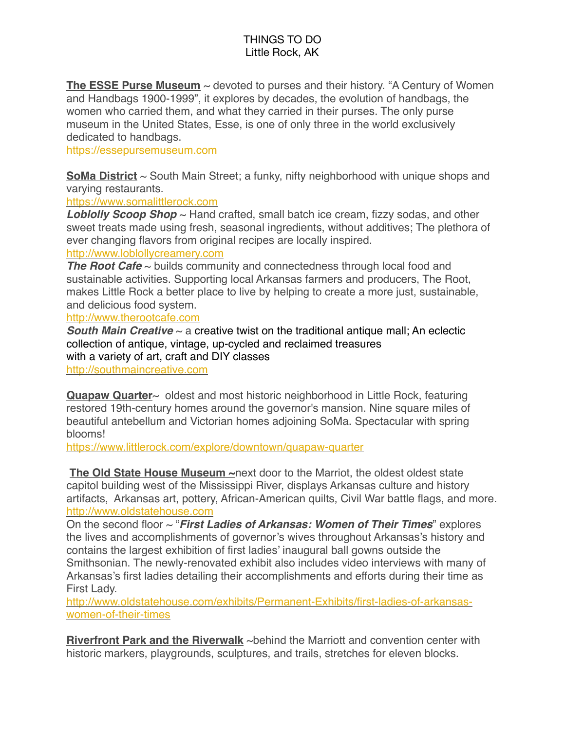THINGS TO DO
Little Rock, AK

**The ESSE Purse Museum** ~ devoted to purses and their history. "A Century of Women and Handbags 1900-1999", it explores by decades, the evolution of handbags, the women who carried them, and what they carried in their purses. The only purse museum in the United States, Esse, is one of only three in the world exclusively dedicated to handbags.
https://essepursemuseum.com

**SoMa District** ~ South Main Street; a funky, nifty neighborhood with unique shops and varying restaurants.
https://www.somalittlerock.com
***Loblolly Scoop Shop*** ~ Hand crafted, small batch ice cream, fizzy sodas, and other sweet treats made using fresh, seasonal ingredients, without additives; The plethora of ever changing flavors from original recipes are locally inspired.
http://www.loblollycreamery.com
***The Root Cafe*** ~ builds community and connectedness through local food and sustainable activities. Supporting local Arkansas farmers and producers, The Root, makes Little Rock a better place to live by helping to create a more just, sustainable, and delicious food system.
http://www.therootcafe.com
***South Main Creative*** ~ a creative twist on the traditional antique mall; An eclectic collection of antique, vintage, up-cycled and reclaimed treasures
with a variety of art, craft and DIY classes
http://southmaincreative.com

**Quapaw Quarter**~ oldest and most historic neighborhood in Little Rock, featuring restored 19th-century homes around the governor's mansion. Nine square miles of beautiful antebellum and Victorian homes adjoining SoMa. Spectacular with spring blooms!
https://www.littlerock.com/explore/downtown/quapaw-quarter

**The Old State House Museum ~**next door to the Marriot, the oldest oldest state capitol building west of the Mississippi River, displays Arkansas culture and history artifacts, Arkansas art, pottery, African-American quilts, Civil War battle flags, and more.
http://www.oldstatehouse.com
On the second floor ~ "***First Ladies of Arkansas: Women of Their Times***" explores the lives and accomplishments of governor's wives throughout Arkansas's history and contains the largest exhibition of first ladies' inaugural ball gowns outside the Smithsonian. The newly-renovated exhibit also includes video interviews with many of Arkansas's first ladies detailing their accomplishments and efforts during their time as First Lady.
http://www.oldstatehouse.com/exhibits/Permanent-Exhibits/first-ladies-of-arkansas-women-of-their-times

**Riverfront Park and the Riverwalk** ~behind the Marriott and convention center with historic markers, playgrounds, sculptures, and trails, stretches for eleven blocks.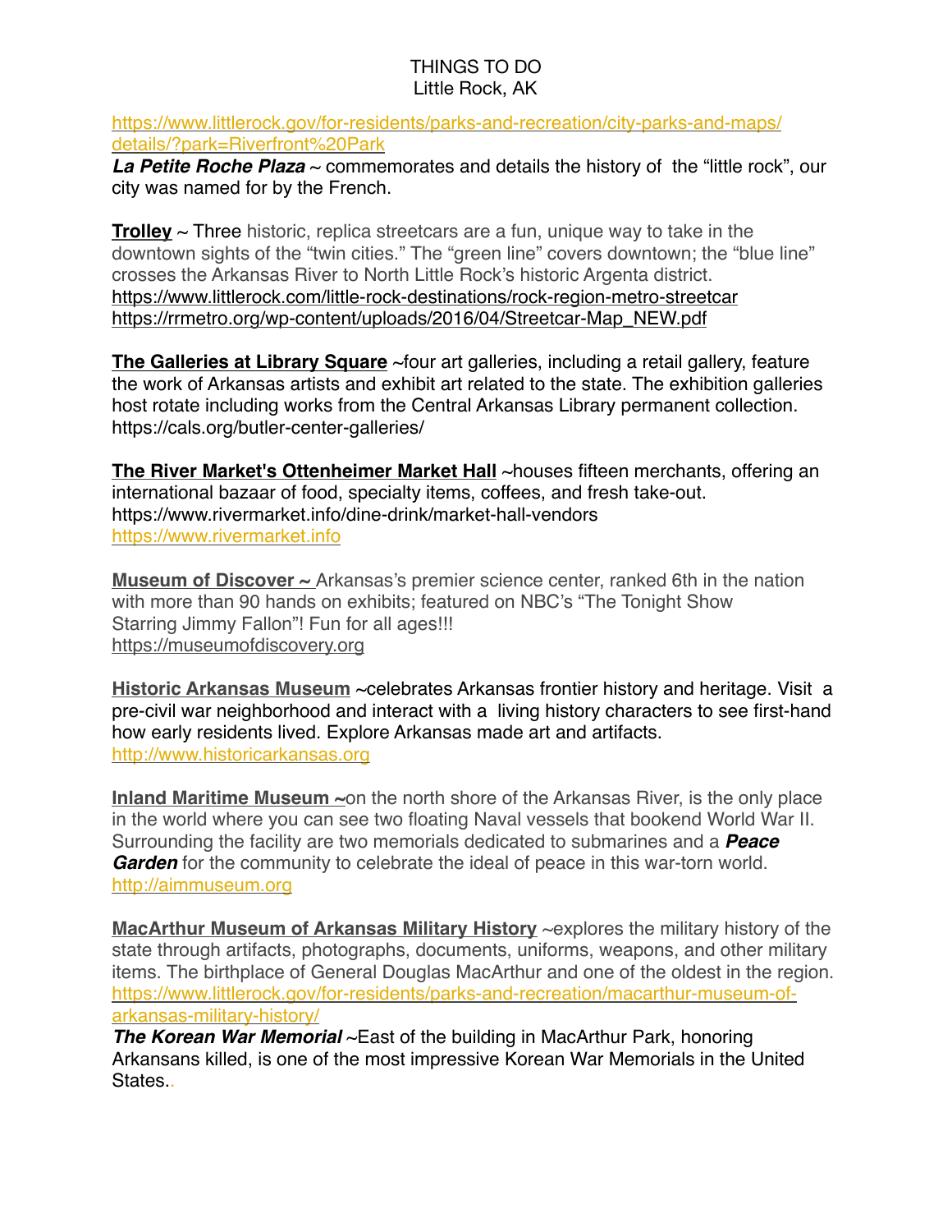THINGS TO DO
Little Rock, AK

https://www.littlerock.gov/for-residents/parks-and-recreation/city-parks-and-maps/details/?park=Riverfront%20Park

***La Petite Roche Plaza*** ~ commemorates and details the history of the "little rock", our city was named for by the French.

**Trolley** ~ Three historic, replica streetcars are a fun, unique way to take in the downtown sights of the "twin cities." The "green line" covers downtown; the "blue line" crosses the Arkansas River to North Little Rock's historic Argenta district.
https://www.littlerock.com/little-rock-destinations/rock-region-metro-streetcar
https://rrmetro.org/wp-content/uploads/2016/04/Streetcar-Map_NEW.pdf

**The Galleries at Library Square** ~four art galleries, including a retail gallery, feature the work of Arkansas artists and exhibit art related to the state. The exhibition galleries host rotate including works from the Central Arkansas Library permanent collection.
https://cals.org/butler-center-galleries/

**The River Market's Ottenheimer Market Hall** ~houses fifteen merchants, offering an international bazaar of food, specialty items, coffees, and fresh take-out.
https://www.rivermarket.info/dine-drink/market-hall-vendors
https://www.rivermarket.info

**Museum of Discover ~** Arkansas's premier science center, ranked 6th in the nation with more than 90 hands on exhibits; featured on NBC's "The Tonight Show Starring Jimmy Fallon"! Fun for all ages!!!
https://museumofdiscovery.org

**Historic Arkansas Museum** ~celebrates Arkansas frontier history and heritage. Visit a pre-civil war neighborhood and interact with a living history characters to see first-hand how early residents lived. Explore Arkansas made art and artifacts.
http://www.historicarkansas.org

**Inland Maritime Museum ~**on the north shore of the Arkansas River, is the only place in the world where you can see two floating Naval vessels that bookend World War II. Surrounding the facility are two memorials dedicated to submarines and a ***Peace Garden*** for the community to celebrate the ideal of peace in this war-torn world.
http://aimmuseum.org

**MacArthur Museum of Arkansas Military History** ~explores the military history of the state through artifacts, photographs, documents, uniforms, weapons, and other military items. The birthplace of General Douglas MacArthur and one of the oldest in the region.
https://www.littlerock.gov/for-residents/parks-and-recreation/macarthur-museum-of-arkansas-military-history/

***The Korean War Memorial*** ~East of the building in MacArthur Park, honoring Arkansans killed, is one of the most impressive Korean War Memorials in the United States..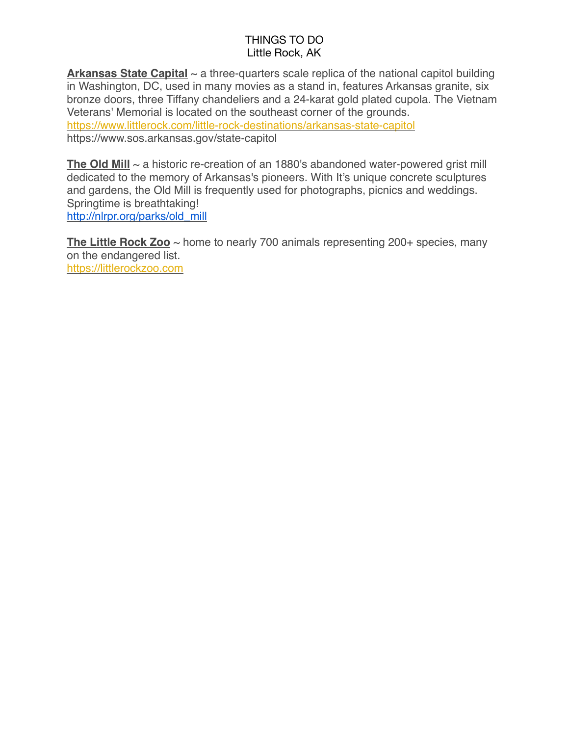THINGS TO DO
Little Rock, AK

**Arkansas State Capital** ~ a three-quarters scale replica of the national capitol building in Washington, DC, used in many movies as a stand in, features Arkansas granite, six bronze doors, three Tiffany chandeliers and a 24-karat gold plated cupola. The Vietnam Veterans' Memorial is located on the southeast corner of the grounds.
https://www.littlerock.com/little-rock-destinations/arkansas-state-capitol
https://www.sos.arkansas.gov/state-capitol

**The Old Mill** ~ a historic re-creation of an 1880's abandoned water-powered grist mill dedicated to the memory of Arkansas's pioneers. With It's unique concrete sculptures and gardens, the Old Mill is frequently used for photographs, picnics and weddings. Springtime is breathtaking!
http://nlrpr.org/parks/old_mill

**The Little Rock Zoo** ~ home to nearly 700 animals representing 200+ species, many on the endangered list.
https://littlerockzoo.com